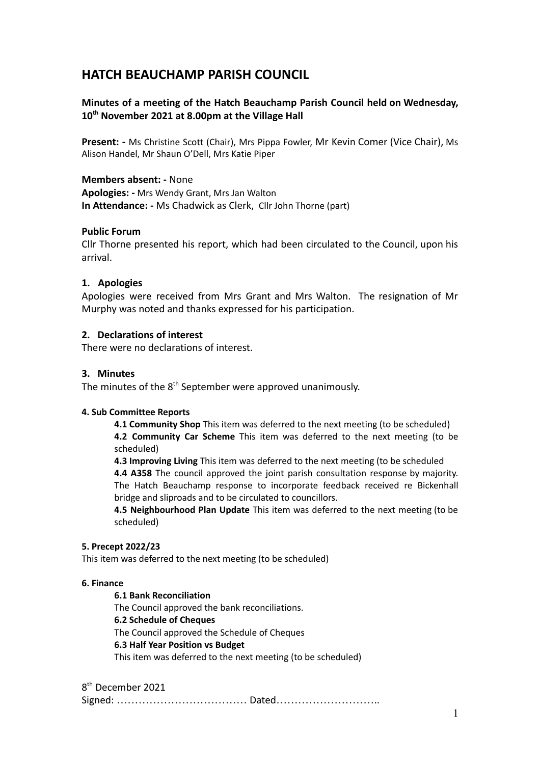# HATCH BEAUCHAMP PARISH COUNCIL

**Minutes of a meeting of the Hatch Beauchamp Parish Council held on Wednesday, 10th November 2021 at 8.00pm at the Village Hall**

**Present: -** Ms Christine Scott (Chair), Mrs Pippa Fowler, Mr Kevin Comer (Vice Chair), Ms Alison Handel, Mr Shaun O'Dell, Mrs Katie Piper

**Members absent: -** None
**Apologies: -** Mrs Wendy Grant, Mrs Jan Walton
**In Attendance: -** Ms Chadwick as Clerk, Cllr John Thorne (part)

**Public Forum**

Cllr Thorne presented his report, which had been circulated to the Council, upon his arrival.

## 1. Apologies

Apologies were received from Mrs Grant and Mrs Walton. The resignation of Mr Murphy was noted and thanks expressed for his participation.

## 2. Declarations of interest

There were no declarations of interest.

## 3. Minutes

The minutes of the 8th September were approved unanimously.

**4. Sub Committee Reports**

**4.1 Community Shop** This item was deferred to the next meeting (to be scheduled)

**4.2 Community Car Scheme** This item was deferred to the next meeting (to be scheduled)

**4.3 Improving Living** This item was deferred to the next meeting (to be scheduled

**4.4 A358** The council approved the joint parish consultation response by majority. The Hatch Beauchamp response to incorporate feedback received re Bickenhall bridge and sliproads and to be circulated to councillors.

**4.5 Neighbourhood Plan Update** This item was deferred to the next meeting (to be scheduled)

**5. Precept 2022/23**

This item was deferred to the next meeting (to be scheduled)

**6. Finance**

**6.1 Bank Reconciliation**

The Council approved the bank reconciliations.

**6.2 Schedule of Cheques**

The Council approved the Schedule of Cheques

**6.3 Half Year Position vs Budget**

This item was deferred to the next meeting (to be scheduled)

8th December 2021

Signed: ……………………………… Dated………………………..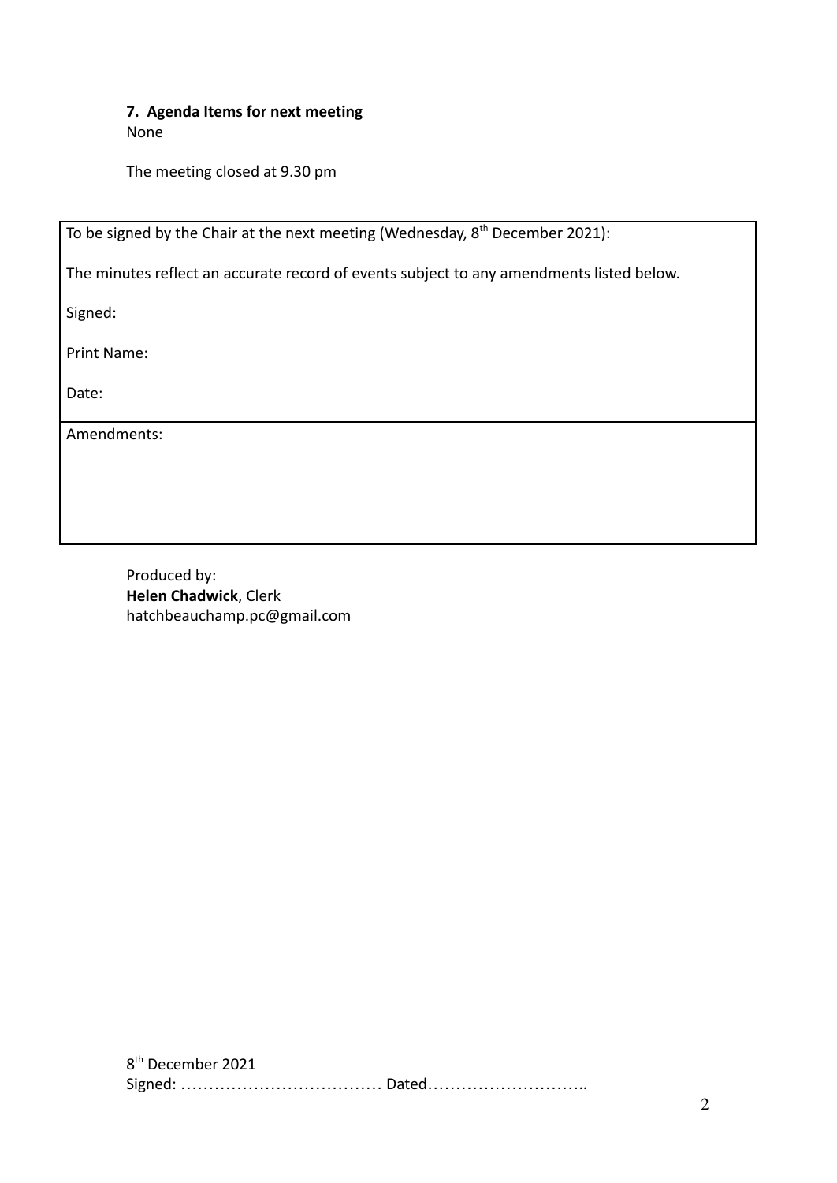**7. Agenda Items for next meeting**

None

The meeting closed at 9.30 pm

| |
|---|
| To be signed by the Chair at the next meeting (Wednesday, 8th December 2021):<br><br>The minutes reflect an accurate record of events subject to any amendments listed below.<br><br>Signed:<br><br>Print Name:<br><br>Date: |
| Amendments: |

Produced by:
**Helen Chadwick**, Clerk
hatchbeauchamp.pc@gmail.com

8th December 2021
Signed: ……………………………… Dated………………………..